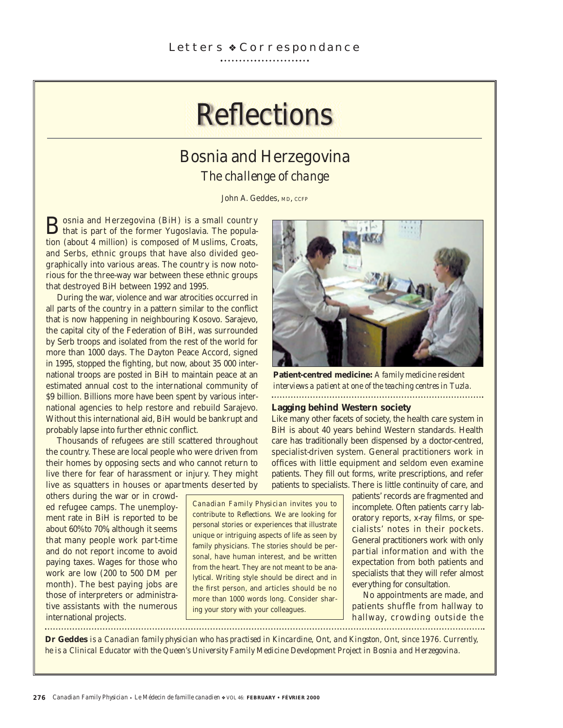# Reflections

## Bosnia and Herzegovina

### *The challenge of change*

John A. Geddes, MD, CCFP

Bosnia and Herzegovina (BiH) is a small country that is part of the former Yugoslavia. The population (about 4 million) is composed of Muslims, Croats, and Serbs, ethnic groups that have also divided geographically into various areas. The country is now notorious for the three-way war between these ethnic groups that destroyed BiH between 1992 and 1995.

During the war, violence and war atrocities occurred in all parts of the country in a pattern similar to the conflict that is now happening in neighbouring Kosovo. Sarajevo, the capital city of the Federation of BiH, was surrounded by Serb troops and isolated from the rest of the world for more than 1000 days. The Dayton Peace Accord, signed in 1995, stopped the fighting, but now, about 35 000 international troops are posted in BiH to maintain peace at an estimated annual cost to the international community of \$9 billion. Billions more have been spent by various international agencies to help restore and rebuild Sarajevo. Without this international aid, BiH would be bankrupt and probably lapse into further ethnic conflict.

Thousands of refugees are still scattered throughout the country. These are local people who were driven from their homes by opposing sects and who cannot return to live there for fear of harassment or injury. They might live as squatters in houses or apartments deserted by others during the war or in crowded refugee camps. The unemployment rate in BiH is reported to be about 60% to 70%, although it seems that many people work part-time and do not report income to avoid paying taxes. Wages for those who work are low (200 to 500 DM per month). The best paying jobs are those of interpreters or administrative assistants with the numerous international projects.

*Canadian Family Physician* invites you to contribute to *Reflections*. We are looking for personal stories or experiences that illustrate unique or intriguing aspects of life as seen by family physicians. The stories should be personal, have human interest, and be written from the heart. They are not meant to be analytical. Writing style should be direct and in the first person, and articles should be no more than 1000 words long. Consider sharing your story with your colleagues.

**Patient-centred medicine:** *A family medicine resident interviews a patient at one of the teaching centres in Tuzla.*

**Lagging behind Western society**

Like many other facets of society, the health care system in BiH is about 40 years behind Western standards. Health care has traditionally been dispensed by a doctor-centred, specialist-driven system. General practitioners work in offices with little equipment and seldom even examine patients. They fill out forms, write prescriptions, and refer patients to specialists. There is little continuity of care, and patients' records are fragmented and incomplete. Often patients carry laboratory reports, x-ray films, or specialists' notes in their pockets. General practitioners work with only partial information and with the expectation from both patients and specialists that they will refer almost everything for consultation.

No appointments are made, and patients shuffle from hallway to hallway, crowding outside the

**Dr Geddes** *is a Canadian family physician who has practised in Kincardine, Ont, and Kingston, Ont, since 1976. Currently, he is a Clinical Educator with the Queen's University Family Medicine Development Project in Bosnia and Herzegovina.*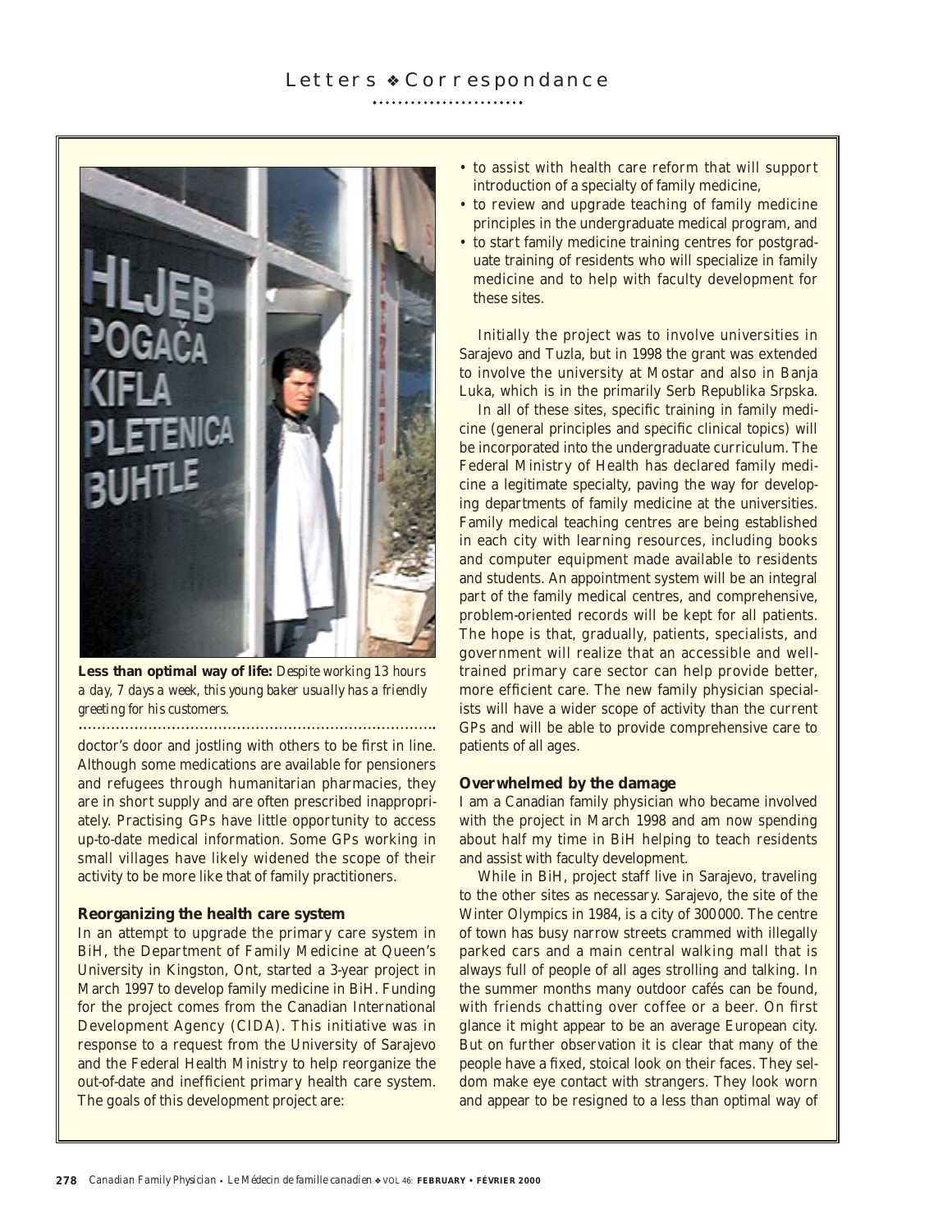**Less than optimal way of life:** *Despite working 13 hours a day, 7 days a week, this young baker usually has a friendly greeting for his customers.*

doctor's door and jostling with others to be first in line. Although some medications are available for pensioners and refugees through humanitarian pharmacies, they are in short supply and are often prescribed inappropriately. Practising GPs have little opportunity to access up-to-date medical information. Some GPs working in small villages have likely widened the scope of their activity to be more like that of family practitioners.

### Reorganizing the health care system

In an attempt to upgrade the primary care system in BiH, the Department of Family Medicine at Queen's University in Kingston, Ont, started a 3-year project in March 1997 to develop family medicine in BiH. Funding for the project comes from the Canadian International Development Agency (CIDA). This initiative was in response to a request from the University of Sarajevo and the Federal Health Ministry to help reorganize the out-of-date and inefficient primary health care system. The goals of this development project are:

- to assist with health care reform that will support introduction of a specialty of family medicine,
- to review and upgrade teaching of family medicine principles in the undergraduate medical program, and
- to start family medicine training centres for postgraduate training of residents who will specialize in family medicine and to help with faculty development for these sites.

Initially the project was to involve universities in Sarajevo and Tuzla, but in 1998 the grant was extended to involve the university at Mostar and also in Banja Luka, which is in the primarily Serb Republika Srpska.

In all of these sites, specific training in family medicine (general principles and specific clinical topics) will be incorporated into the undergraduate curriculum. The Federal Ministry of Health has declared family medicine a legitimate specialty, paving the way for developing departments of family medicine at the universities. Family medical teaching centres are being established in each city with learning resources, including books and computer equipment made available to residents and students. An appointment system will be an integral part of the family medical centres, and comprehensive, problem-oriented records will be kept for all patients. The hope is that, gradually, patients, specialists, and government will realize that an accessible and well-trained primary care sector can help provide better, more efficient care. The new family physician specialists will have a wider scope of activity than the current GPs and will be able to provide comprehensive care to patients of all ages.

### Overwhelmed by the damage

I am a Canadian family physician who became involved with the project in March 1998 and am now spending about half my time in BiH helping to teach residents and assist with faculty development.

While in BiH, project staff live in Sarajevo, traveling to the other sites as necessary. Sarajevo, the site of the Winter Olympics in 1984, is a city of 300 000. The centre of town has busy narrow streets crammed with illegally parked cars and a main central walking mall that is always full of people of all ages strolling and talking. In the summer months many outdoor cafés can be found, with friends chatting over coffee or a beer. On first glance it might appear to be an average European city. But on further observation it is clear that many of the people have a fixed, stoical look on their faces. They seldom make eye contact with strangers. They look worn and appear to be resigned to a less than optimal way of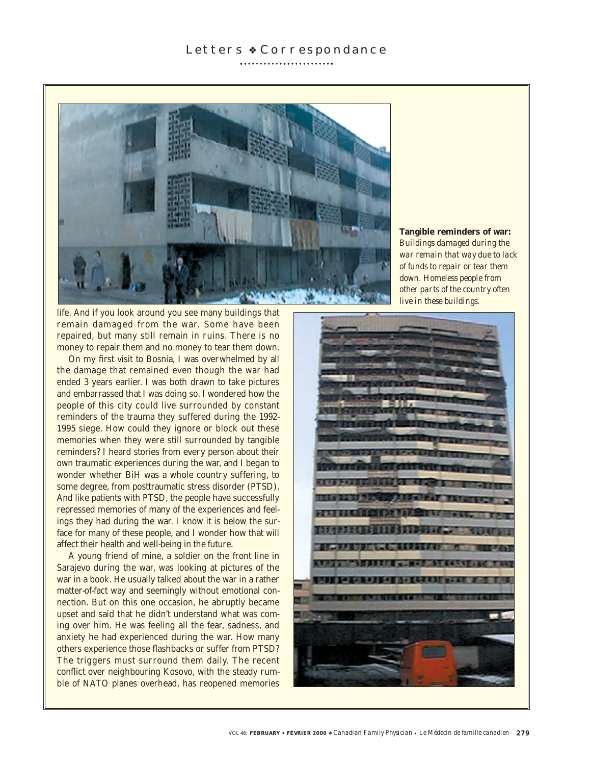**Tangible reminders of war:** *Buildings damaged during the war remain that way due to lack of funds to repair or tear them down. Homeless people from other parts of the country often live in these buildings.*

life. And if you look around you see many buildings that remain damaged from the war. Some have been repaired, but many still remain in ruins. There is no money to repair them and no money to tear them down.

On my first visit to Bosnia, I was overwhelmed by all the damage that remained even though the war had ended 3 years earlier. I was both drawn to take pictures and embarrassed that I was doing so. I wondered how the people of this city could live surrounded by constant reminders of the trauma they suffered during the 1992-1995 siege. How could they ignore or block out these memories when they were still surrounded by tangible reminders? I heard stories from every person about their own traumatic experiences during the war, and I began to wonder whether BiH was a whole country suffering, to some degree, from posttraumatic stress disorder (PTSD). And like patients with PTSD, the people have successfully repressed memories of many of the experiences and feelings they had during the war. I know it is below the surface for many of these people, and I wonder how that will affect their health and well-being in the future.

A young friend of mine, a soldier on the front line in Sarajevo during the war, was looking at pictures of the war in a book. He usually talked about the war in a rather matter-of-fact way and seemingly without emotional connection. But on this one occasion, he abruptly became upset and said that he didn't understand what was coming over him. He was feeling all the fear, sadness, and anxiety he had experienced during the war. How many others experience those flashbacks or suffer from PTSD? The triggers must surround them daily. The recent conflict over neighbouring Kosovo, with the steady rumble of NATO planes overhead, has reopened memories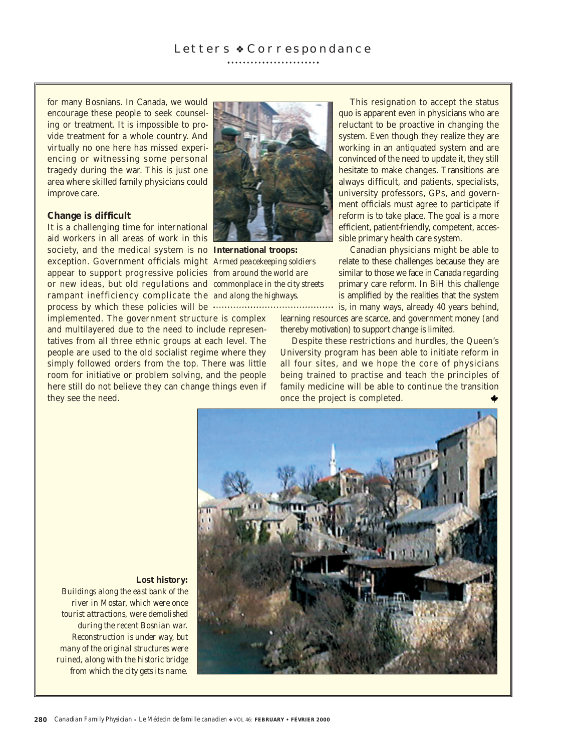for many Bosnians. In Canada, we would encourage these people to seek counseling or treatment. It is impossible to provide treatment for a whole country. And virtually no one here has missed experiencing or witnessing some personal tragedy during the war. This is just one area where skilled family physicians could improve care.

### Change is difficult

It is a challenging time for international aid workers in all areas of work in this society, and the medical system is no exception. Government officials might appear to support progressive policies or new ideas, but old regulations and rampant inefficiency complicate the process by which these policies will be implemented. The government structure is complex and multilayered due to the need to include representatives from all three ethnic groups at each level. The people are used to the old socialist regime where they simply followed orders from the top. There was little room for initiative or problem solving, and the people here still do not believe they can change things even if they see the need.

**International troops:** *Armed peacekeeping soldiers from around the world are commonplace in the city streets and along the highways.*

This resignation to accept the status quo is apparent even in physicians who are reluctant to be proactive in changing the system. Even though they realize they are working in an antiquated system and are convinced of the need to update it, they still hesitate to make changes. Transitions are always difficult, and patients, specialists, university professors, GPs, and government officials must agree to participate if reform is to take place. The goal is a more efficient, patient-friendly, competent, accessible primary health care system.

Canadian physicians might be able to relate to these challenges because they are similar to those we face in Canada regarding primary care reform. In BiH this challenge is amplified by the realities that the system is, in many ways, already 40 years behind, learning resources are scarce, and government money (and thereby motivation) to support change is limited.

Despite these restrictions and hurdles, the Queen's University program has been able to initiate reform in all four sites, and we hope the core of physicians being trained to practise and teach the principles of family medicine will be able to continue the transition once the project is completed.

**Lost history:** *Buildings along the east bank of the river in Mostar, which were once tourist attractions, were demolished during the recent Bosnian war. Reconstruction is under way, but many of the original structures were ruined, along with the historic bridge from which the city gets its name.*